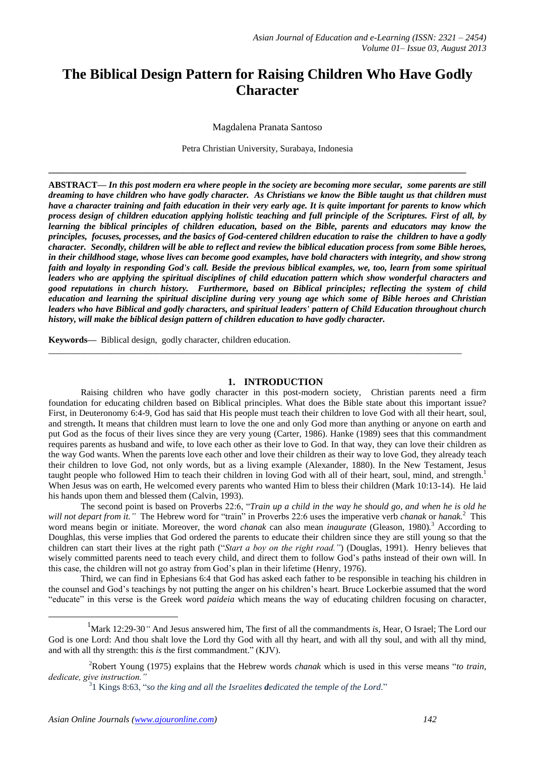# The Biblical Design Pattern for Raising Children Who Have Godly Character

Magdalena Pranata Santoso

Petra Christian University, Surabaya, Indonesia

---

**ABSTRACT—** ***In this post modern era where people in the society are becoming more secular, some parents are still dreaming to have children who have godly character. As Christians we know the Bible taught us that children must have a character training and faith education in their very early age. It is quite important for parents to know which process design of children education applying holistic teaching and full principle of the Scriptures. First of all, by learning the biblical principles of children education, based on the Bible, parents and educators may know the principles, focuses, processes, and the basics of God-centered children education to raise the children to have a godly character. Secondly, children will be able to reflect and review the biblical education process from some Bible heroes, in their childhood stage, whose lives can become good examples, have bold characters with integrity, and show strong faith and loyalty in responding God's call. Beside the previous biblical examples, we, too, learn from some spiritual leaders who are applying the spiritual disciplines of child education pattern which show wonderful characters and good reputations in church history. Furthermore, based on Biblical principles; reflecting the system of child education and learning the spiritual discipline during very young age which some of Bible heroes and Christian leaders who have Biblical and godly characters, and spiritual leaders' pattern of Child Education throughout church history, will make the biblical design pattern of children education to have godly character.***

**Keywords—** Biblical design, godly character, children education.

---

## 1. INTRODUCTION

Raising children who have godly character in this post-modern society, Christian parents need a firm foundation for educating children based on Biblical principles. What does the Bible state about this important issue? First, in Deuteronomy 6:4-9, God has said that His people must teach their children to love God with all their heart, soul, and strength**.** It means that children must learn to love the one and only God more than anything or anyone on earth and put God as the focus of their lives since they are very young (Carter, 1986). Hanke (1989) sees that this commandment requires parents as husband and wife, to love each other as their love to God. In that way, they can love their children as the way God wants. When the parents love each other and love their children as their way to love God, they already teach their children to love God, not only words, but as a living example (Alexander, 1880). In the New Testament, Jesus taught people who followed Him to teach their children in loving God with all of their heart, soul, mind, and strength.[1] When Jesus was on earth, He welcomed every parents who wanted Him to bless their children (Mark 10:13-14). He laid his hands upon them and blessed them (Calvin, 1993).

The second point is based on Proverbs 22:6, "*Train up a child in the way he should go, and when he is old he will not depart from it."* The Hebrew word for "train" in Proverbs 22:6 uses the imperative verb *chanak* or *hanak.*[2] This word means begin or initiate. Moreover, the word *chanak* can also mean *inaugurate* (Gleason, 1980)*.*[3] According to Doughlas, this verse implies that God ordered the parents to educate their children since they are still young so that the children can start their lives at the right path ("*Start a boy on the right road."*) (Douglas, 1991). Henry believes that wisely committed parents need to teach every child, and direct them to follow God's paths instead of their own will. In this case, the children will not go astray from God's plan in their lifetime (Henry, 1976).

Third, we can find in Ephesians 6:4 that God has asked each father to be responsible in teaching his children in the counsel and God's teachings by not putting the anger on his children's heart. Bruce Lockerbie assumed that the word "educate" in this verse is the Greek word *paideia* which means the way of educating children focusing on character,

---

[1] Mark 12:29-30*"* And Jesus answered him, The first of all the commandments *is*, Hear, O Israel; The Lord our God is one Lord: And thou shalt love the Lord thy God with all thy heart, and with all thy soul, and with all thy mind, and with all thy strength: this *is* the first commandment." (KJV).

[2] Robert Young (1975) explains that the Hebrew words *chanak* which is used in this verse means "*to train, dedicate, give instruction."*

[3] 1 Kings 8:63, "*so the king and all the Israelites **d**edicated the temple of the Lord*."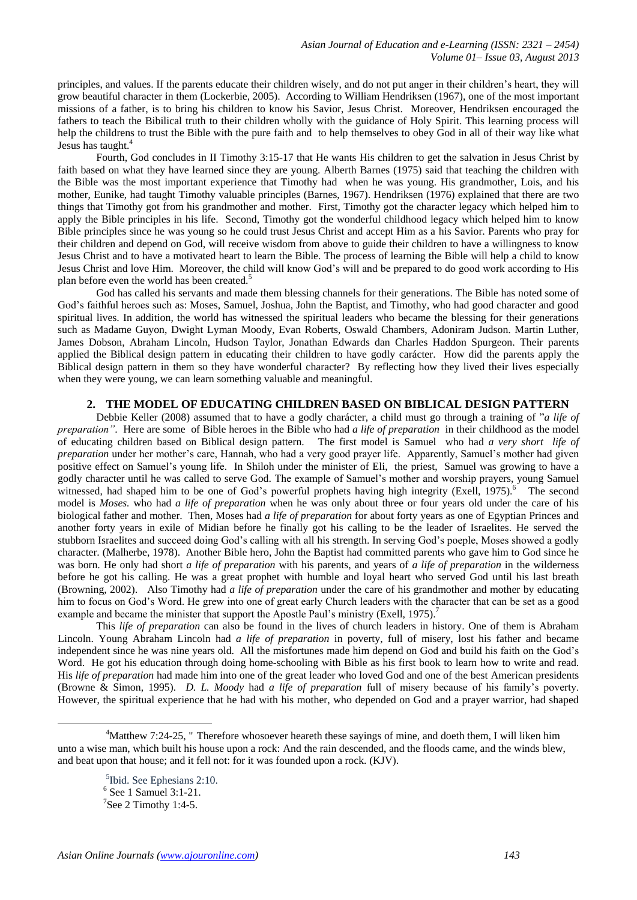principles, and values. If the parents educate their children wisely, and do not put anger in their children's heart, they will grow beautiful character in them (Lockerbie, 2005). According to William Hendriksen (1967), one of the most important missions of a father, is to bring his children to know his Savior, Jesus Christ. Moreover, Hendriksen encouraged the fathers to teach the Biblical truth to their children wholly with the guidance of Holy Spirit. This learning process will help the childrens to trust the Bible with the pure faith and to help themselves to obey God in all of their way like what Jesus has taught.[4]

Fourth, God concludes in II Timothy 3:15-17 that He wants His children to get the salvation in Jesus Christ by faith based on what they have learned since they are young. Alberth Barnes (1975) said that teaching the children with the Bible was the most important experience that Timothy had when he was young. His grandmother, Lois, and his mother, Eunike, had taught Timothy valuable principles (Barnes, 1967). Hendriksen (1976) explained that there are two things that Timothy got from his grandmother and mother. First, Timothy got the character legacy which helped him to apply the Bible principles in his life. Second, Timothy got the wonderful childhood legacy which helped him to know Bible principles since he was young so he could trust Jesus Christ and accept Him as a his Savior. Parents who pray for their children and depend on God, will receive wisdom from above to guide their children to have a willingness to know Jesus Christ and to have a motivated heart to learn the Bible. The process of learning the Bible will help a child to know Jesus Christ and love Him. Moreover, the child will know God's will and be prepared to do good work according to His plan before even the world has been created.[5]

God has called his servants and made them blessing channels for their generations. The Bible has noted some of God's faithful heroes such as: Moses, Samuel, Joshua, John the Baptist, and Timothy, who had good character and good spiritual lives. In addition, the world has witnessed the spiritual leaders who became the blessing for their generations such as Madame Guyon, Dwight Lyman Moody, Evan Roberts, Oswald Chambers, Adoniram Judson. Martin Luther, James Dobson, Abraham Lincoln, Hudson Taylor, Jonathan Edwards dan Charles Haddon Spurgeon. Their parents applied the Biblical design pattern in educating their children to have godly carácter. How did the parents apply the Biblical design pattern in them so they have wonderful character? By reflecting how they lived their lives especially when they were young, we can learn something valuable and meaningful.

## 2. THE MODEL OF EDUCATING CHILDREN BASED ON BIBLICAL DESIGN PATTERN

Debbie Keller (2008) assumed that to have a godly charácter, a child must go through a training of "*a life of preparation"*. Here are some of Bible heroes in the Bible who had *a life of preparation* in their childhood as the model of educating children based on Biblical design pattern. The first model is Samuel who had *a very short life of preparation* under her mother's care, Hannah, who had a very good prayer life. Apparently, Samuel's mother had given positive effect on Samuel's young life. In Shiloh under the minister of Eli, the priest, Samuel was growing to have a godly character until he was called to serve God. The example of Samuel's mother and worship prayers, young Samuel witnessed, had shaped him to be one of God's powerful prophets having high integrity (Exell, 1975).[6] The second model is *Moses.* who had *a life of preparation* when he was only about three or four years old under the care of his biological father and mother. Then, Moses had *a life of preparation* for about forty years as one of Egyptian Princes and another forty years in exile of Midian before he finally got his calling to be the leader of Israelites. He served the stubborn Israelites and succeed doing God's calling with all his strength. In serving God's poeple, Moses showed a godly character. (Malherbe, 1978). Another Bible hero, John the Baptist had committed parents who gave him to God since he was born. He only had short *a life of preparation* with his parents, and years of *a life of preparation* in the wilderness before he got his calling. He was a great prophet with humble and loyal heart who served God until his last breath (Browning, 2002). Also Timothy had *a life of preparation* under the care of his grandmother and mother by educating him to focus on God's Word. He grew into one of great early Church leaders with the character that can be set as a good example and became the minister that support the Apostle Paul's ministry (Exell, 1975).[7]

This *life of preparation* can also be found in the lives of church leaders in history. One of them is Abraham Lincoln. Young Abraham Lincoln had *a life of preparation* in poverty, full of misery, lost his father and became independent since he was nine years old. All the misfortunes made him depend on God and build his faith on the God's Word. He got his education through doing home-schooling with Bible as his first book to learn how to write and read. His *life of preparation* had made him into one of the great leader who loved God and one of the best American presidents (Browne & Simon, 1995). *D. L. Moody* had *a life of preparation* full of misery because of his family's poverty. However, the spiritual experience that he had with his mother, who depended on God and a prayer warrior, had shaped

---

[4] Matthew 7:24-25, " Therefore whosoever heareth these sayings of mine, and doeth them, I will liken him unto a wise man, which built his house upon a rock: And the rain descended, and the floods came, and the winds blew, and beat upon that house; and it fell not: for it was founded upon a rock. (KJV).

[5] Ibid. See Ephesians 2:10.

[6] See 1 Samuel 3:1-21.

[7] See 2 Timothy 1:4-5.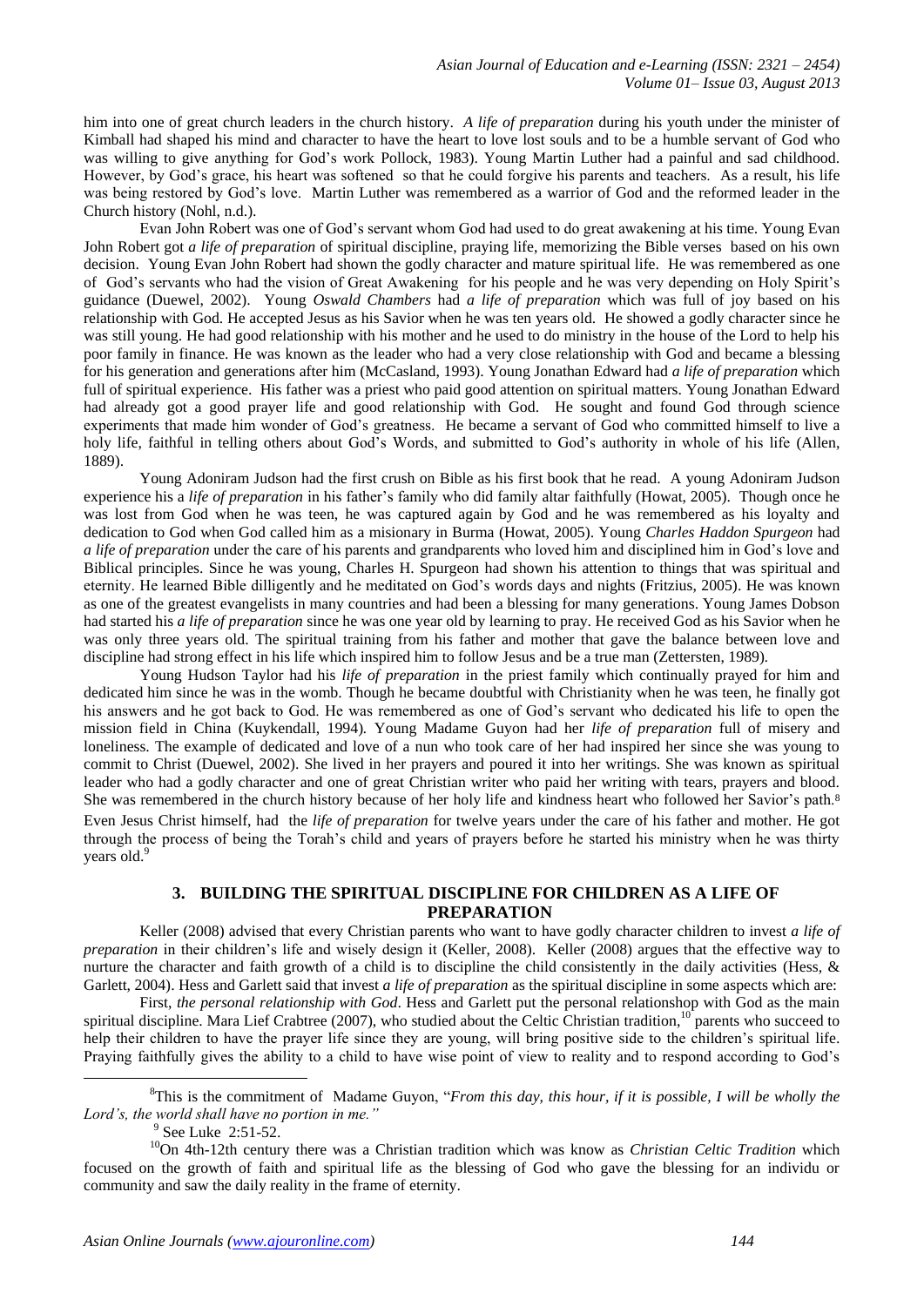him into one of great church leaders in the church history. *A life of preparation* during his youth under the minister of Kimball had shaped his mind and character to have the heart to love lost souls and to be a humble servant of God who was willing to give anything for God's work Pollock, 1983). Young Martin Luther had a painful and sad childhood. However, by God's grace, his heart was softened so that he could forgive his parents and teachers. As a result, his life was being restored by God's love. Martin Luther was remembered as a warrior of God and the reformed leader in the Church history (Nohl, n.d.).

Evan John Robert was one of God's servant whom God had used to do great awakening at his time. Young Evan John Robert got *a life of preparation* of spiritual discipline, praying life, memorizing the Bible verses based on his own decision. Young Evan John Robert had shown the godly character and mature spiritual life. He was remembered as one of God's servants who had the vision of Great Awakening for his people and he was very depending on Holy Spirit's guidance (Duewel, 2002). Young *Oswald Chambers* had *a life of preparation* which was full of joy based on his relationship with God. He accepted Jesus as his Savior when he was ten years old. He showed a godly character since he was still young. He had good relationship with his mother and he used to do ministry in the house of the Lord to help his poor family in finance. He was known as the leader who had a very close relationship with God and became a blessing for his generation and generations after him (McCasland, 1993). Young Jonathan Edward had *a life of preparation* which full of spiritual experience. His father was a priest who paid good attention on spiritual matters. Young Jonathan Edward had already got a good prayer life and good relationship with God. He sought and found God through science experiments that made him wonder of God's greatness. He became a servant of God who committed himself to live a holy life, faithful in telling others about God's Words, and submitted to God's authority in whole of his life (Allen, 1889).

Young Adoniram Judson had the first crush on Bible as his first book that he read. A young Adoniram Judson experience his a *life of preparation* in his father's family who did family altar faithfully (Howat, 2005). Though once he was lost from God when he was teen, he was captured again by God and he was remembered as his loyalty and dedication to God when God called him as a misionary in Burma (Howat, 2005). Young *Charles Haddon Spurgeon* had *a life of preparation* under the care of his parents and grandparents who loved him and disciplined him in God's love and Biblical principles. Since he was young, Charles H. Spurgeon had shown his attention to things that was spiritual and eternity. He learned Bible dilligently and he meditated on God's words days and nights (Fritzius, 2005). He was known as one of the greatest evangelists in many countries and had been a blessing for many generations. Young James Dobson had started his *a life of preparation* since he was one year old by learning to pray. He received God as his Savior when he was only three years old. The spiritual training from his father and mother that gave the balance between love and discipline had strong effect in his life which inspired him to follow Jesus and be a true man (Zettersten, 1989).

Young Hudson Taylor had his *life of preparation* in the priest family which continually prayed for him and dedicated him since he was in the womb. Though he became doubtful with Christianity when he was teen, he finally got his answers and he got back to God. He was remembered as one of God's servant who dedicated his life to open the mission field in China (Kuykendall, 1994). Young Madame Guyon had her *life of preparation* full of misery and loneliness. The example of dedicated and love of a nun who took care of her had inspired her since she was young to commit to Christ (Duewel, 2002). She lived in her prayers and poured it into her writings. She was known as spiritual leader who had a godly character and one of great Christian writer who paid her writing with tears, prayers and blood. She was remembered in the church history because of her holy life and kindness heart who followed her Savior's path.[8] Even Jesus Christ himself, had the *life of preparation* for twelve years under the care of his father and mother. He got through the process of being the Torah's child and years of prayers before he started his ministry when he was thirty years old.[9]

## 3. BUILDING THE SPIRITUAL DISCIPLINE FOR CHILDREN AS A LIFE OF PREPARATION

Keller (2008) advised that every Christian parents who want to have godly character children to invest *a life of preparation* in their children's life and wisely design it (Keller, 2008). Keller (2008) argues that the effective way to nurture the character and faith growth of a child is to discipline the child consistently in the daily activities (Hess, & Garlett, 2004). Hess and Garlett said that invest *a life of preparation* as the spiritual discipline in some aspects which are:

First, *the personal relationship with God*. Hess and Garlett put the personal relationship with God as the main spiritual discipline. Mara Lief Crabtree (2007), who studied about the Celtic Christian tradition,[10] parents who succeed to help their children to have the prayer life since they are young, will bring positive side to the children's spiritual life. Praying faithfully gives the ability to a child to have wise point of view to reality and to respond according to God's

---

[8] This is the commitment of Madame Guyon, "*From this day, this hour, if it is possible, I will be wholly the Lord's, the world shall have no portion in me.*"

[9] See Luke 2:51-52.

[10] On 4th-12th century there was a Christian tradition which was know as *Christian Celtic Tradition* which focused on the growth of faith and spiritual life as the blessing of God who gave the blessing for an individu or community and saw the daily reality in the frame of eternity.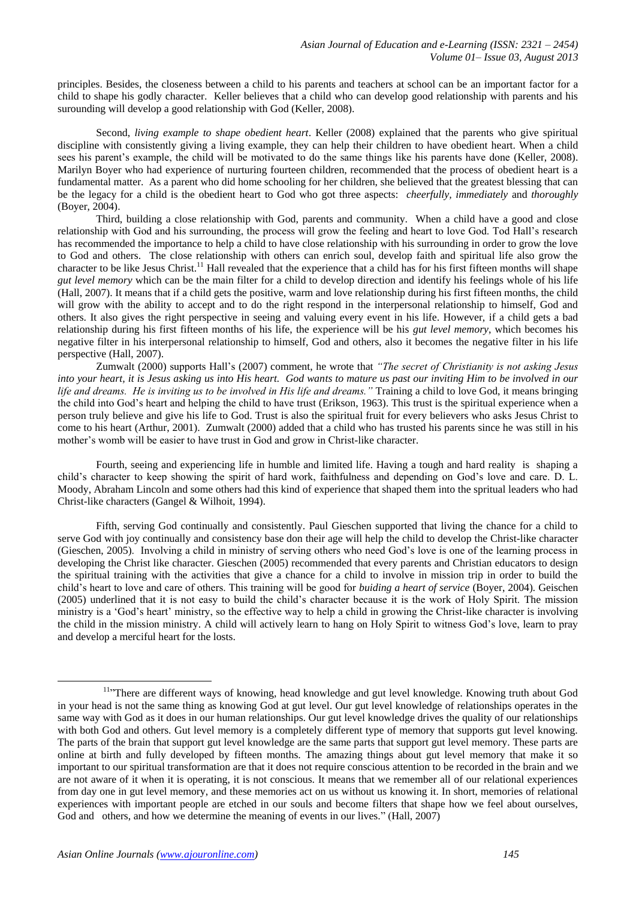principles. Besides, the closeness between a child to his parents and teachers at school can be an important factor for a child to shape his godly character. Keller believes that a child who can develop good relationship with parents and his surounding will develop a good relationship with God (Keller, 2008).

Second, *living example to shape obedient heart*. Keller (2008) explained that the parents who give spiritual discipline with consistently giving a living example, they can help their children to have obedient heart. When a child sees his parent's example, the child will be motivated to do the same things like his parents have done (Keller, 2008). Marilyn Boyer who had experience of nurturing fourteen children, recommended that the process of obedient heart is a fundamental matter. As a parent who did home schooling for her children, she believed that the greatest blessing that can be the legacy for a child is the obedient heart to God who got three aspects: *cheerfully, immediately* and *thoroughly* (Boyer, 2004).

Third, building a close relationship with God, parents and community. When a child have a good and close relationship with God and his surrounding, the process will grow the feeling and heart to love God. Tod Hall's research has recommended the importance to help a child to have close relationship with his surrounding in order to grow the love to God and others. The close relationship with others can enrich soul, develop faith and spiritual life also grow the character to be like Jesus Christ.[11] Hall revealed that the experience that a child has for his first fifteen months will shape *gut level memory* which can be the main filter for a child to develop direction and identify his feelings whole of his life (Hall, 2007). It means that if a child gets the positive, warm and love relationship during his first fifteen months, the child will grow with the ability to accept and to do the right respond in the interpersonal relationship to himself, God and others. It also gives the right perspective in seeing and valuing every event in his life. However, if a child gets a bad relationship during his first fifteen months of his life, the experience will be his *gut level memory*, which becomes his negative filter in his interpersonal relationship to himself, God and others, also it becomes the negative filter in his life perspective (Hall, 2007).

Zumwalt (2000) supports Hall's (2007) comment, he wrote that *"The secret of Christianity is not asking Jesus into your heart, it is Jesus asking us into His heart. God wants to mature us past our inviting Him to be involved in our life and dreams. He is inviting us to be involved in His life and dreams."* Training a child to love God, it means bringing the child into God's heart and helping the child to have trust (Erikson, 1963). This trust is the spiritual experience when a person truly believe and give his life to God. Trust is also the spiritual fruit for every believers who asks Jesus Christ to come to his heart (Arthur, 2001). Zumwalt (2000) added that a child who has trusted his parents since he was still in his mother's womb will be easier to have trust in God and grow in Christ-like character.

Fourth, seeing and experiencing life in humble and limited life. Having a tough and hard reality is shaping a child's character to keep showing the spirit of hard work, faithfulness and depending on God's love and care. D. L. Moody, Abraham Lincoln and some others had this kind of experience that shaped them into the spritual leaders who had Christ-like characters (Gangel & Wilhoit, 1994).

Fifth, serving God continually and consistently. Paul Gieschen supported that living the chance for a child to serve God with joy continually and consistency base don their age will help the child to develop the Christ-like character (Gieschen, 2005). Involving a child in ministry of serving others who need God's love is one of the learning process in developing the Christ like character. Gieschen (2005) recommended that every parents and Christian educators to design the spiritual training with the activities that give a chance for a child to involve in mission trip in order to build the child's heart to love and care of others. This training will be good for *buiding a heart of service* (Boyer, 2004). Geischen (2005) underlined that it is not easy to build the child's character because it is the work of Holy Spirit. The mission ministry is a 'God's heart' ministry, so the effective way to help a child in growing the Christ-like character is involving the child in the mission ministry. A child will actively learn to hang on Holy Spirit to witness God's love, learn to pray and develop a merciful heart for the losts.

---

[11] "There are different ways of knowing, head knowledge and gut level knowledge. Knowing truth about God in your head is not the same thing as knowing God at gut level. Our gut level knowledge of relationships operates in the same way with God as it does in our human relationships. Our gut level knowledge drives the quality of our relationships with both God and others. Gut level memory is a completely different type of memory that supports gut level knowing. The parts of the brain that support gut level knowledge are the same parts that support gut level memory. These parts are online at birth and fully developed by fifteen months. The amazing things about gut level memory that make it so important to our spiritual transformation are that it does not require conscious attention to be recorded in the brain and we are not aware of it when it is operating, it is not conscious. It means that we remember all of our relational experiences from day one in gut level memory, and these memories act on us without us knowing it. In short, memories of relational experiences with important people are etched in our souls and become filters that shape how we feel about ourselves, God and others, and how we determine the meaning of events in our lives." (Hall, 2007)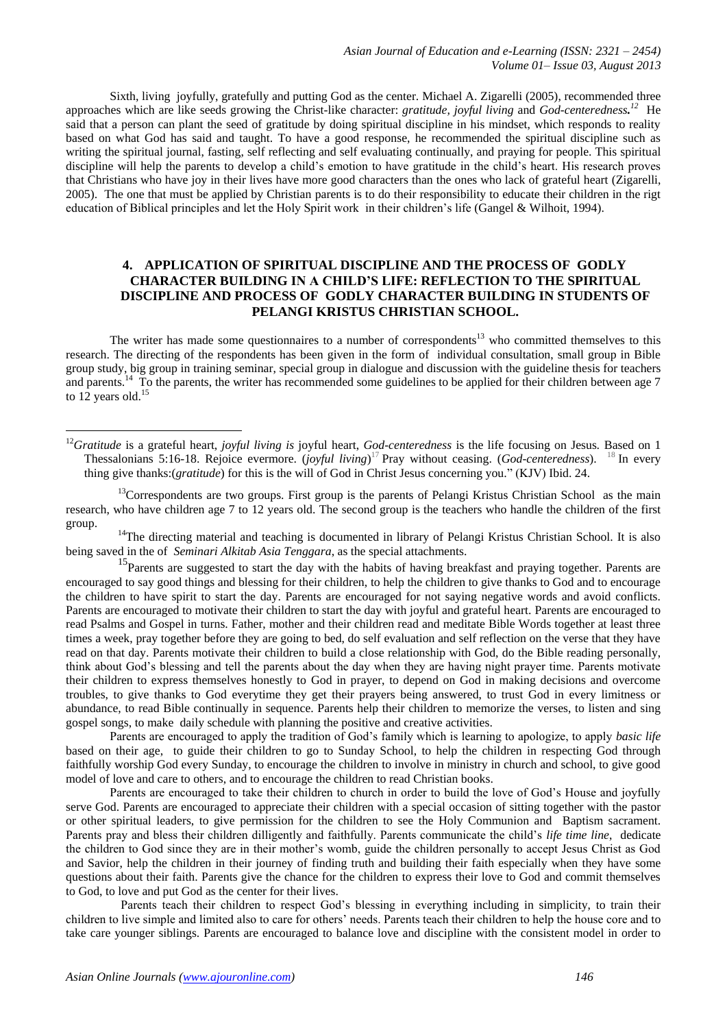Sixth, living joyfully, gratefully and putting God as the center. Michael A. Zigarelli (2005), recommended three approaches which are like seeds growing the Christ-like character: *gratitude, joyful living* and ***God-centeredness.***[12] He said that a person can plant the seed of gratitude by doing spiritual discipline in his mindset, which responds to reality based on what God has said and taught. To have a good response, he recommended the spiritual discipline such as writing the spiritual journal, fasting, self reflecting and self evaluating continually, and praying for people. This spiritual discipline will help the parents to develop a child's emotion to have gratitude in the child's heart. His research proves that Christians who have joy in their lives have more good characters than the ones who lack of grateful heart (Zigarelli, 2005). The one that must be applied by Christian parents is to do their responsibility to educate their children in the rigt education of Biblical principles and let the Holy Spirit work in their children's life (Gangel & Wilhoit, 1994).

## 4. APPLICATION OF SPIRITUAL DISCIPLINE AND THE PROCESS OF GODLY CHARACTER BUILDING IN A CHILD'S LIFE: REFLECTION TO THE SPIRITUAL DISCIPLINE AND PROCESS OF GODLY CHARACTER BUILDING IN STUDENTS OF PELANGI KRISTUS CHRISTIAN SCHOOL.

The writer has made some questionnaires to a number of correspondents[13] who committed themselves to this research. The directing of the respondents has been given in the form of individual consultation, small group in Bible group study, big group in training seminar, special group in dialogue and discussion with the guideline thesis for teachers and parents.[14] To the parents, the writer has recommended some guidelines to be applied for their children between age 7 to 12 years old.[15]

---

[12]*Gratitude* is a grateful heart, *joyful living is* joyful heart, *God-centeredness* is the life focusing on Jesus. Based on 1 Thessalonians 5:16-18. Rejoice evermore. (*joyful living*)[17] Pray without ceasing. (*God-centeredness*). [18] In every thing give thanks:(*gratitude*) for this is the will of God in Christ Jesus concerning you." (KJV) Ibid. 24.

[13]Correspondents are two groups. First group is the parents of Pelangi Kristus Christian School as the main research, who have children age 7 to 12 years old. The second group is the teachers who handle the children of the first group.

[14]The directing material and teaching is documented in library of Pelangi Kristus Christian School. It is also being saved in the of *Seminari Alkitab Asia Tenggara*, as the special attachments.

[15]Parents are suggested to start the day with the habits of having breakfast and praying together. Parents are encouraged to say good things and blessing for their children, to help the children to give thanks to God and to encourage the children to have spirit to start the day. Parents are encouraged for not saying negative words and avoid conflicts. Parents are encouraged to motivate their children to start the day with joyful and grateful heart. Parents are encouraged to read Psalms and Gospel in turns. Father, mother and their children read and meditate Bible Words together at least three times a week, pray together before they are going to bed, do self evaluation and self reflection on the verse that they have read on that day. Parents motivate their children to build a close relationship with God, do the Bible reading personally, think about God's blessing and tell the parents about the day when they are having night prayer time. Parents motivate their children to express themselves honestly to God in prayer, to depend on God in making decisions and overcome troubles, to give thanks to God everytime they get their prayers being answered, to trust God in every limitness or abundance, to read Bible continually in sequence. Parents help their children to memorize the verses, to listen and sing gospel songs, to make daily schedule with planning the positive and creative activities.

Parents are encouraged to apply the tradition of God's family which is learning to apologize, to apply *basic life* based on their age, to guide their children to go to Sunday School, to help the children in respecting God through faithfully worship God every Sunday, to encourage the children to involve in ministry in church and school, to give good model of love and care to others, and to encourage the children to read Christian books.

Parents are encouraged to take their children to church in order to build the love of God's House and joyfully serve God. Parents are encouraged to appreciate their children with a special occasion of sitting together with the pastor or other spiritual leaders, to give permission for the children to see the Holy Communion and Baptism sacrament. Parents pray and bless their children dilligently and faithfully. Parents communicate the child's *life time line*, dedicate the children to God since they are in their mother's womb, guide the children personally to accept Jesus Christ as God and Savior, help the children in their journey of finding truth and building their faith especially when they have some questions about their faith. Parents give the chance for the children to express their love to God and commit themselves to God, to love and put God as the center for their lives.

Parents teach their children to respect God's blessing in everything including in simplicity, to train their children to live simple and limited also to care for others' needs. Parents teach their children to help the house core and to take care younger siblings. Parents are encouraged to balance love and discipline with the consistent model in order to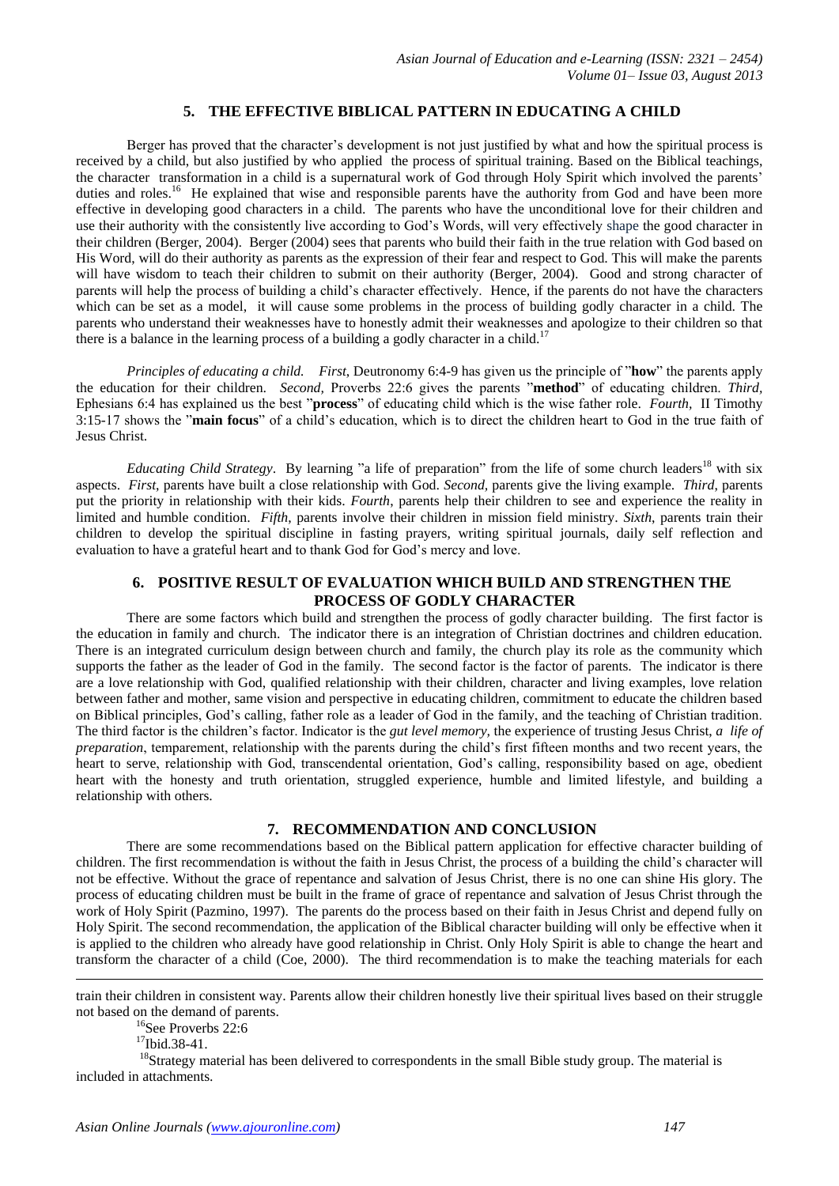## 5. THE EFFECTIVE BIBLICAL PATTERN IN EDUCATING A CHILD

Berger has proved that the character's development is not just justified by what and how the spiritual process is received by a child, but also justified by who applied the process of spiritual training. Based on the Biblical teachings, the character transformation in a child is a supernatural work of God through Holy Spirit which involved the parents' duties and roles.[16] He explained that wise and responsible parents have the authority from God and have been more effective in developing good characters in a child. The parents who have the unconditional love for their children and use their authority with the consistently live according to God's Words, will very effectively shape the good character in their children (Berger, 2004). Berger (2004) sees that parents who build their faith in the true relation with God based on His Word, will do their authority as parents as the expression of their fear and respect to God. This will make the parents will have wisdom to teach their children to submit on their authority (Berger, 2004). Good and strong character of parents will help the process of building a child's character effectively. Hence, if the parents do not have the characters which can be set as a model, it will cause some problems in the process of building godly character in a child. The parents who understand their weaknesses have to honestly admit their weaknesses and apologize to their children so that there is a balance in the learning process of a building a godly character in a child.[17]

*Principles of educating a child. First*, Deutronomy 6:4-9 has given us the principle of "**how**" the parents apply the education for their children. *Second,* Proverbs 22:6 gives the parents "**method**" of educating children. *Third,* Ephesians 6:4 has explained us the best "**process**" of educating child which is the wise father role. *Fourth,* II Timothy 3:15-17 shows the "**main focus**" of a child's education, which is to direct the children heart to God in the true faith of Jesus Christ.

*Educating Child Strategy*. By learning "a life of preparation" from the life of some church leaders[18] with six aspects. *First*, parents have built a close relationship with God. *Second*, parents give the living example. *Third*, parents put the priority in relationship with their kids. *Fourth*, parents help their children to see and experience the reality in limited and humble condition. *Fifth*, parents involve their children in mission field ministry. *Sixth*, parents train their children to develop the spiritual discipline in fasting prayers, writing spiritual journals, daily self reflection and evaluation to have a grateful heart and to thank God for God's mercy and love.

## 6. POSITIVE RESULT OF EVALUATION WHICH BUILD AND STRENGTHEN THE PROCESS OF GODLY CHARACTER

There are some factors which build and strengthen the process of godly character building. The first factor is the education in family and church. The indicator there is an integration of Christian doctrines and children education. There is an integrated curriculum design between church and family, the church play its role as the community which supports the father as the leader of God in the family. The second factor is the factor of parents. The indicator is there are a love relationship with God, qualified relationship with their children, character and living examples, love relation between father and mother, same vision and perspective in educating children, commitment to educate the children based on Biblical principles, God's calling, father role as a leader of God in the family, and the teaching of Christian tradition. The third factor is the children's factor. Indicator is the *gut level memory,* the experience of trusting Jesus Christ, *a life of preparation*, temparement, relationship with the parents during the child's first fifteen months and two recent years, the heart to serve, relationship with God, transcendental orientation, God's calling, responsibility based on age, obedient heart with the honesty and truth orientation, struggled experience, humble and limited lifestyle, and building a relationship with others.

## 7. RECOMMENDATION AND CONCLUSION

There are some recommendations based on the Biblical pattern application for effective character building of children. The first recommendation is without the faith in Jesus Christ, the process of a building the child's character will not be effective. Without the grace of repentance and salvation of Jesus Christ, there is no one can shine His glory. The process of educating children must be built in the frame of grace of repentance and salvation of Jesus Christ through the work of Holy Spirit (Pazmino, 1997). The parents do the process based on their faith in Jesus Christ and depend fully on Holy Spirit. The second recommendation, the application of the Biblical character building will only be effective when it is applied to the children who already have good relationship in Christ. Only Holy Spirit is able to change the heart and transform the character of a child (Coe, 2000). The third recommendation is to make the teaching materials for each

---

train their children in consistent way. Parents allow their children honestly live their spiritual lives based on their struggle not based on the demand of parents.

[16] See Proverbs 22:6

[17] Ibid.38-41.

[18] Strategy material has been delivered to correspondents in the small Bible study group. The material is included in attachments.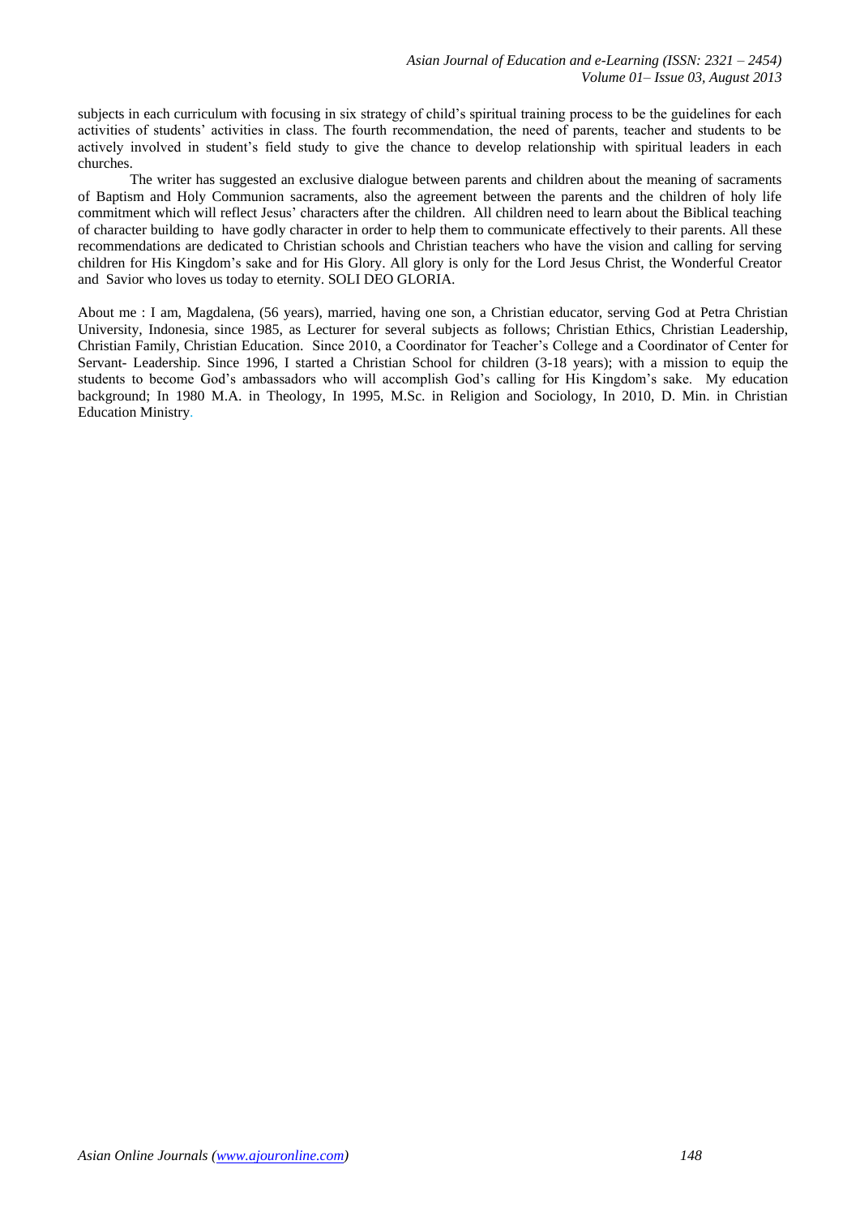subjects in each curriculum with focusing in six strategy of child's spiritual training process to be the guidelines for each activities of students' activities in class. The fourth recommendation, the need of parents, teacher and students to be actively involved in student's field study to give the chance to develop relationship with spiritual leaders in each churches.

The writer has suggested an exclusive dialogue between parents and children about the meaning of sacraments of Baptism and Holy Communion sacraments, also the agreement between the parents and the children of holy life commitment which will reflect Jesus' characters after the children. All children need to learn about the Biblical teaching of character building to have godly character in order to help them to communicate effectively to their parents. All these recommendations are dedicated to Christian schools and Christian teachers who have the vision and calling for serving children for His Kingdom's sake and for His Glory. All glory is only for the Lord Jesus Christ, the Wonderful Creator and Savior who loves us today to eternity. SOLI DEO GLORIA.

About me : I am, Magdalena, (56 years), married, having one son, a Christian educator, serving God at Petra Christian University, Indonesia, since 1985, as Lecturer for several subjects as follows; Christian Ethics, Christian Leadership, Christian Family, Christian Education. Since 2010, a Coordinator for Teacher's College and a Coordinator of Center for Servant- Leadership. Since 1996, I started a Christian School for children (3-18 years); with a mission to equip the students to become God's ambassadors who will accomplish God's calling for His Kingdom's sake. My education background; In 1980 M.A. in Theology, In 1995, M.Sc. in Religion and Sociology, In 2010, D. Min. in Christian Education Ministry.